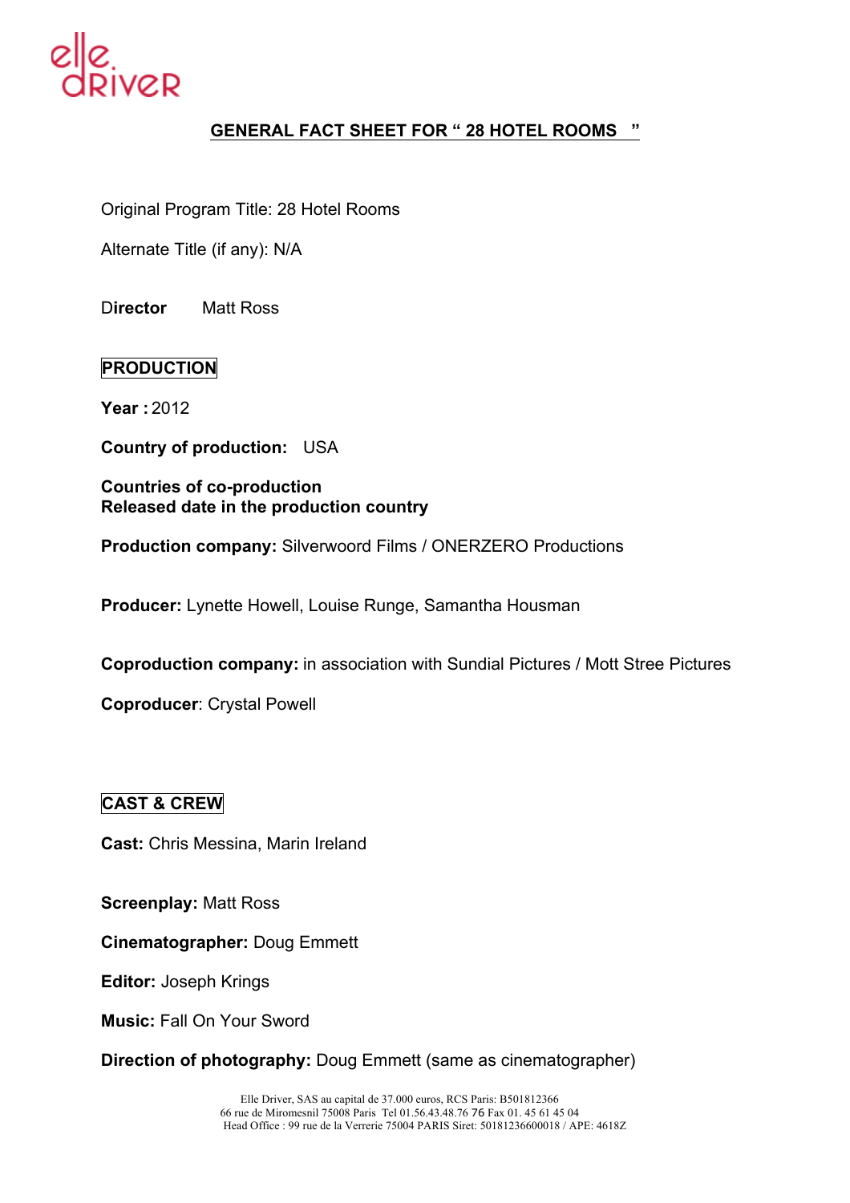elle driver

## GENERAL FACT SHEET FOR " 28 HOTEL ROOMS "

Original Program Title: 28 Hotel Rooms

Alternate Title (if any): N/A

**D**irector Matt Ross

### PRODUCTION

**Year :** 2012

**Country of production:** USA

**Countries of co-production**
**Released date in the production country**

**Production company:** Silverwoord Films / ONERZERO Productions

**Producer:** Lynette Howell, Louise Runge, Samantha Housman

**Coproduction company:** in association with Sundial Pictures / Mott Stree Pictures

**Coproducer**: Crystal Powell

### CAST & CREW

**Cast:** Chris Messina, Marin Ireland

**Screenplay:** Matt Ross

**Cinematographer:** Doug Emmett

**Editor:** Joseph Krings

**Music:** Fall On Your Sword

**Direction of photography:** Doug Emmett (same as cinematographer)

Elle Driver, SAS au capital de 37.000 euros, RCS Paris: B501812366
66 rue de Miromesnil 75008 Paris Tel 01.56.43.48.76 76 Fax 01. 45 61 45 04
Head Office : 99 rue de la Verrerie 75004 PARIS Siret: 50181236600018 / APE: 4618Z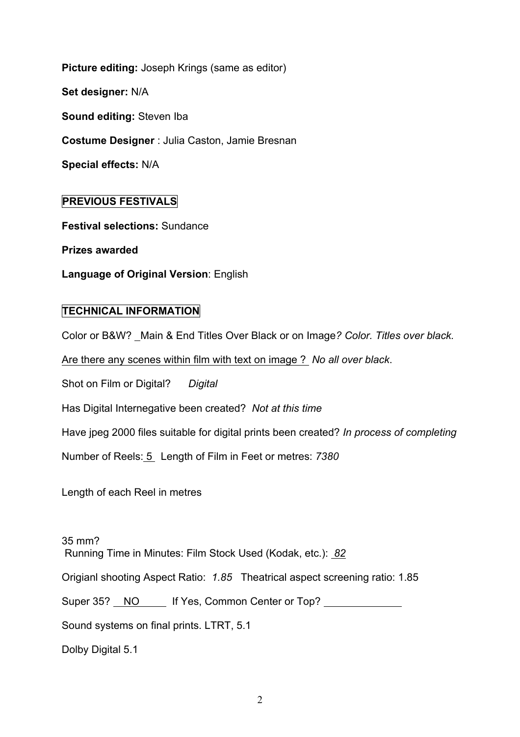**Picture editing:** Joseph Krings (same as editor)

**Set designer:** N/A

**Sound editing:** Steven Iba

**Costume Designer** : Julia Caston, Jamie Bresnan

**Special effects:** N/A

## PREVIOUS FESTIVALS

**Festival selections:** Sundance

**Prizes awarded**

**Language of Original Version**: English

## TECHNICAL INFORMATION

Color or B&W? _Main & End Titles Over Black or on Image*? Color. Titles over black.*

Are there any scenes within film with text on image ? *No all over black*.

Shot on Film or Digital? *Digital*

Has Digital Internegative been created? *Not at this time*

Have jpeg 2000 files suitable for digital prints been created? *In process of completing*

Number of Reels: 5 Length of Film in Feet or metres: *7380*

Length of each Reel in metres

35 mm?
Running Time in Minutes: Film Stock Used (Kodak, etc.): *82*

Origianl shooting Aspect Ratio: *1.85* Theatrical aspect screening ratio: 1.85

Super 35? NO If Yes, Common Center or Top? ____________

Sound systems on final prints. LTRT, 5.1

Dolby Digital 5.1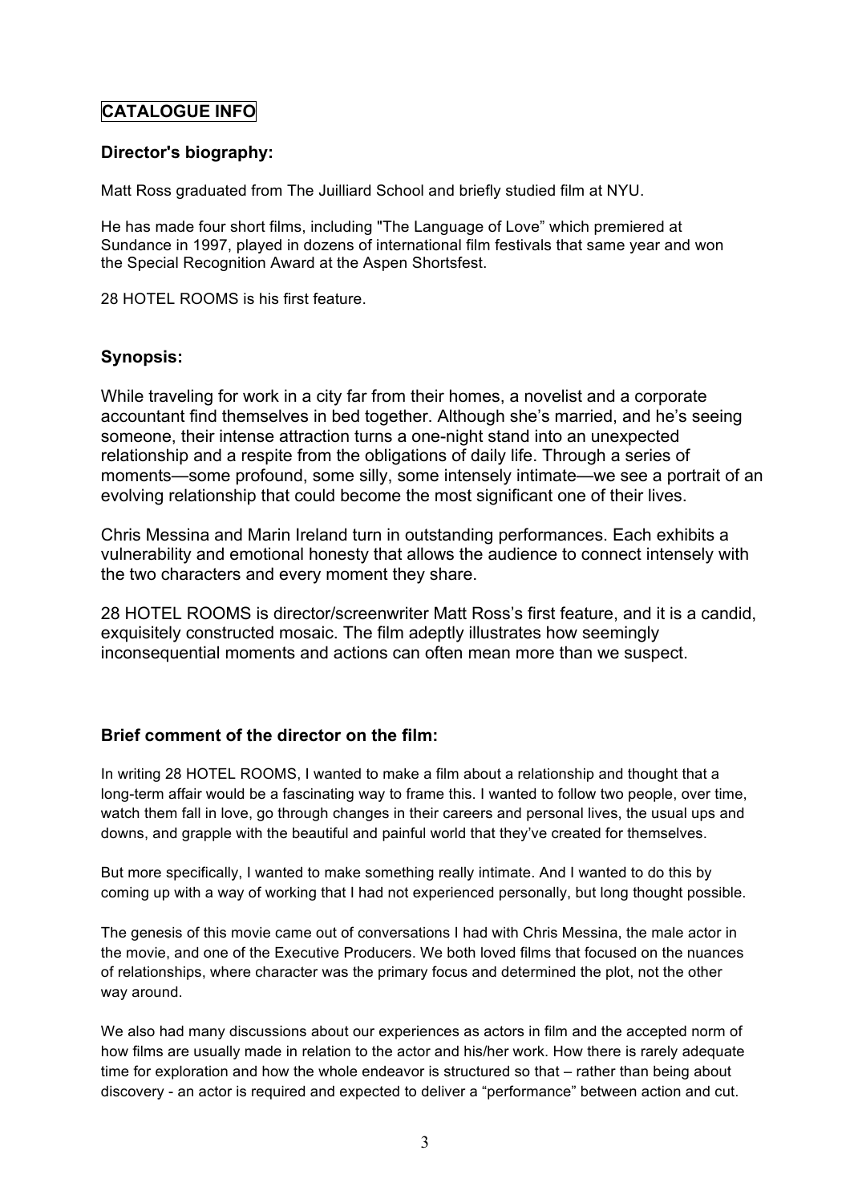# CATALOGUE INFO

### Director's biography:

Matt Ross graduated from The Juilliard School and briefly studied film at NYU.

He has made four short films, including "The Language of Love" which premiered at Sundance in 1997, played in dozens of international film festivals that same year and won the Special Recognition Award at the Aspen Shortsfest.

28 HOTEL ROOMS is his first feature.

### Synopsis:

While traveling for work in a city far from their homes, a novelist and a corporate accountant find themselves in bed together. Although she's married, and he's seeing someone, their intense attraction turns a one-night stand into an unexpected relationship and a respite from the obligations of daily life. Through a series of moments—some profound, some silly, some intensely intimate—we see a portrait of an evolving relationship that could become the most significant one of their lives.

Chris Messina and Marin Ireland turn in outstanding performances. Each exhibits a vulnerability and emotional honesty that allows the audience to connect intensely with the two characters and every moment they share.

28 HOTEL ROOMS is director/screenwriter Matt Ross's first feature, and it is a candid, exquisitely constructed mosaic. The film adeptly illustrates how seemingly inconsequential moments and actions can often mean more than we suspect.

### Brief comment of the director on the film:

In writing 28 HOTEL ROOMS, I wanted to make a film about a relationship and thought that a long-term affair would be a fascinating way to frame this. I wanted to follow two people, over time, watch them fall in love, go through changes in their careers and personal lives, the usual ups and downs, and grapple with the beautiful and painful world that they've created for themselves.

But more specifically, I wanted to make something really intimate. And I wanted to do this by coming up with a way of working that I had not experienced personally, but long thought possible.

The genesis of this movie came out of conversations I had with Chris Messina, the male actor in the movie, and one of the Executive Producers. We both loved films that focused on the nuances of relationships, where character was the primary focus and determined the plot, not the other way around.

We also had many discussions about our experiences as actors in film and the accepted norm of how films are usually made in relation to the actor and his/her work. How there is rarely adequate time for exploration and how the whole endeavor is structured so that – rather than being about discovery - an actor is required and expected to deliver a "performance" between action and cut.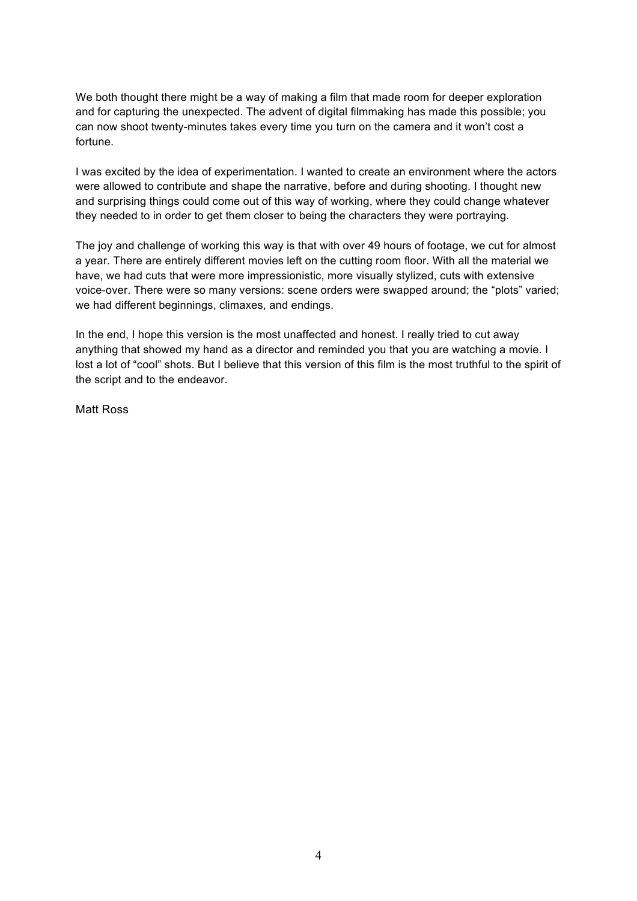We both thought there might be a way of making a film that made room for deeper exploration and for capturing the unexpected. The advent of digital filmmaking has made this possible; you can now shoot twenty-minutes takes every time you turn on the camera and it won't cost a fortune.

I was excited by the idea of experimentation. I wanted to create an environment where the actors were allowed to contribute and shape the narrative, before and during shooting. I thought new and surprising things could come out of this way of working, where they could change whatever they needed to in order to get them closer to being the characters they were portraying.

The joy and challenge of working this way is that with over 49 hours of footage, we cut for almost a year. There are entirely different movies left on the cutting room floor. With all the material we have, we had cuts that were more impressionistic, more visually stylized, cuts with extensive voice-over. There were so many versions: scene orders were swapped around; the "plots" varied; we had different beginnings, climaxes, and endings.

In the end, I hope this version is the most unaffected and honest. I really tried to cut away anything that showed my hand as a director and reminded you that you are watching a movie. I lost a lot of "cool" shots. But I believe that this version of this film is the most truthful to the spirit of the script and to the endeavor.

Matt Ross